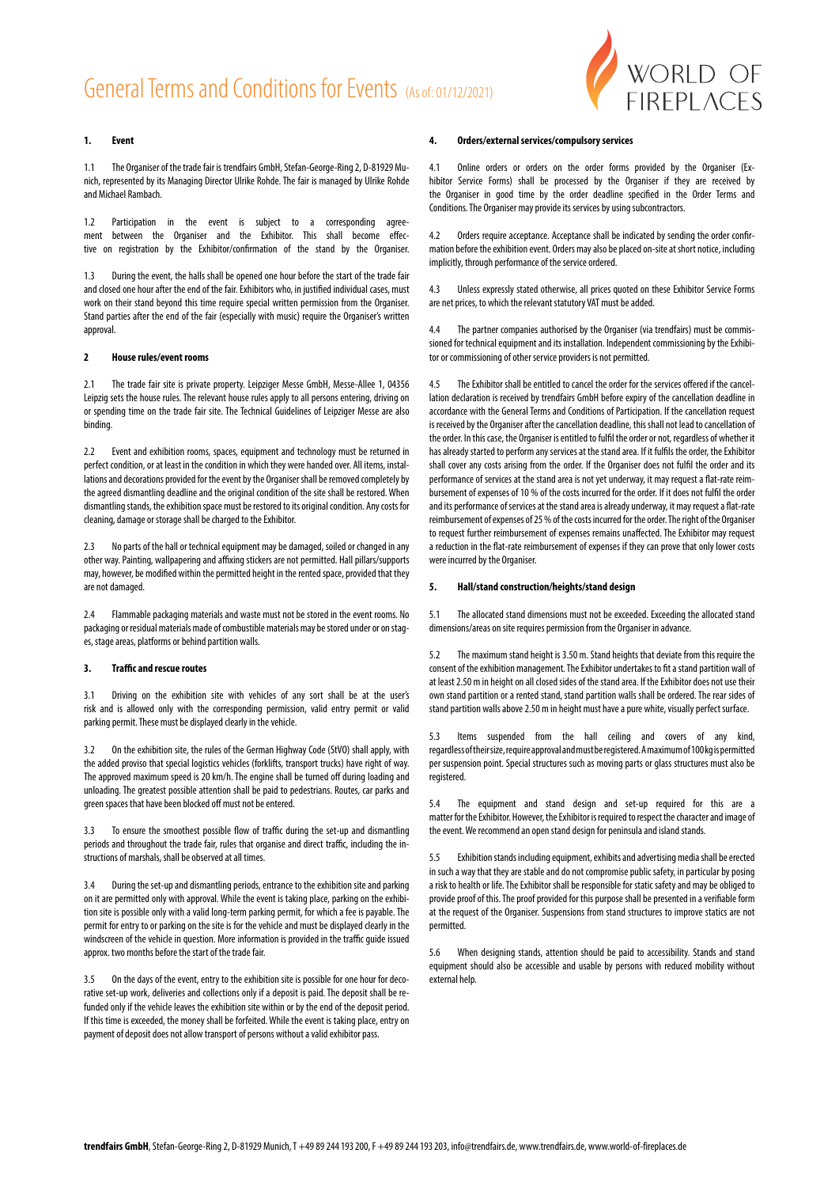# General Terms and Conditions for Events (As of: 01/12/2021)

## 1. Event

1.1 The Organiser of the trade fair is trendfairs GmbH, Stefan-George-Ring 2, D-81929 Munich, represented by its Managing Director Ulrike Rohde. The fair is managed by Ulrike Rohde and Michael Rambach.

1.2 Participation in the event is subject to a corresponding agreement between the Organiser and the Exhibitor. This shall become effective on registration by the Exhibitor/confirmation of the stand by the Organiser.

1.3 During the event, the halls shall be opened one hour before the start of the trade fair and closed one hour after the end of the fair. Exhibitors who, in justified individual cases, must work on their stand beyond this time require special written permission from the Organiser. Stand parties after the end of the fair (especially with music) require the Organiser's written approval.

## 2 House rules/event rooms

2.1 The trade fair site is private property. Leipziger Messe GmbH, Messe-Allee 1, 04356 Leipzig sets the house rules. The relevant house rules apply to all persons entering, driving on or spending time on the trade fair site. The Technical Guidelines of Leipziger Messe are also binding.

2.2 Event and exhibition rooms, spaces, equipment and technology must be returned in perfect condition, or at least in the condition in which they were handed over. All items, installations and decorations provided for the event by the Organiser shall be removed completely by the agreed dismantling deadline and the original condition of the site shall be restored. When dismantling stands, the exhibition space must be restored to its original condition. Any costs for cleaning, damage or storage shall be charged to the Exhibitor.

2.3 No parts of the hall or technical equipment may be damaged, soiled or changed in any other way. Painting, wallpapering and affixing stickers are not permitted. Hall pillars/supports may, however, be modified within the permitted height in the rented space, provided that they are not damaged.

2.4 Flammable packaging materials and waste must not be stored in the event rooms. No packaging or residual materials made of combustible materials may be stored under or on stages, stage areas, platforms or behind partition walls.

## 3. Traffic and rescue routes

3.1 Driving on the exhibition site with vehicles of any sort shall be at the user's risk and is allowed only with the corresponding permission, valid entry permit or valid parking permit. These must be displayed clearly in the vehicle.

3.2 On the exhibition site, the rules of the German Highway Code (StVO) shall apply, with the added proviso that special logistics vehicles (forklifts, transport trucks) have right of way. The approved maximum speed is 20 km/h. The engine shall be turned off during loading and unloading. The greatest possible attention shall be paid to pedestrians. Routes, car parks and green spaces that have been blocked off must not be entered.

3.3 To ensure the smoothest possible flow of traffic during the set-up and dismantling periods and throughout the trade fair, rules that organise and direct traffic, including the instructions of marshals, shall be observed at all times.

3.4 During the set-up and dismantling periods, entrance to the exhibition site and parking on it are permitted only with approval. While the event is taking place, parking on the exhibition site is possible only with a valid long-term parking permit, for which a fee is payable. The permit for entry to or parking on the site is for the vehicle and must be displayed clearly in the windscreen of the vehicle in question. More information is provided in the traffic guide issued approx. two months before the start of the trade fair.

3.5 On the days of the event, entry to the exhibition site is possible for one hour for decorative set-up work, deliveries and collections only if a deposit is paid. The deposit shall be refunded only if the vehicle leaves the exhibition site within or by the end of the deposit period. If this time is exceeded, the money shall be forfeited. While the event is taking place, entry on payment of deposit does not allow transport of persons without a valid exhibitor pass.

## 4. Orders/external services/compulsory services

4.1 Online orders or orders on the order forms provided by the Organiser (Exhibitor Service Forms) shall be processed by the Organiser if they are received by the Organiser in good time by the order deadline specified in the Order Terms and Conditions. The Organiser may provide its services by using subcontractors.

4.2 Orders require acceptance. Acceptance shall be indicated by sending the order confirmation before the exhibition event. Orders may also be placed on-site at short notice, including implicitly, through performance of the service ordered.

4.3 Unless expressly stated otherwise, all prices quoted on these Exhibitor Service Forms are net prices, to which the relevant statutory VAT must be added.

4.4 The partner companies authorised by the Organiser (via trendfairs) must be commissioned for technical equipment and its installation. Independent commissioning by the Exhibitor or commissioning of other service providers is not permitted.

4.5 The Exhibitor shall be entitled to cancel the order for the services offered if the cancellation declaration is received by trendfairs GmbH before expiry of the cancellation deadline in accordance with the General Terms and Conditions of Participation. If the cancellation request is received by the Organiser after the cancellation deadline, this shall not lead to cancellation of the order. In this case, the Organiser is entitled to fulfil the order or not, regardless of whether it has already started to perform any services at the stand area. If it fulfils the order, the Exhibitor shall cover any costs arising from the order. If the Organiser does not fulfil the order and its performance of services at the stand area is not yet underway, it may request a flat-rate reimbursement of expenses of 10 % of the costs incurred for the order. If it does not fulfil the order and its performance of services at the stand area is already underway, it may request a flat-rate reimbursement of expenses of 25 % of the costs incurred for the order. The right of the Organiser to request further reimbursement of expenses remains unaffected. The Exhibitor may request a reduction in the flat-rate reimbursement of expenses if they can prove that only lower costs were incurred by the Organiser.

## 5. Hall/stand construction/heights/stand design

5.1 The allocated stand dimensions must not be exceeded. Exceeding the allocated stand dimensions/areas on site requires permission from the Organiser in advance.

5.2 The maximum stand height is 3.50 m. Stand heights that deviate from this require the consent of the exhibition management. The Exhibitor undertakes to fit a stand partition wall of at least 2.50 m in height on all closed sides of the stand area. If the Exhibitor does not use their own stand partition or a rented stand, stand partition walls shall be ordered. The rear sides of stand partition walls above 2.50 m in height must have a pure white, visually perfect surface.

5.3 Items suspended from the hall ceiling and covers of any kind, regardless of their size, require approval and must be registered. A maximum of 100 kg is permitted per suspension point. Special structures such as moving parts or glass structures must also be registered.

5.4 The equipment and stand design and set-up required for this are a matter for the Exhibitor. However, the Exhibitor is required to respect the character and image of the event. We recommend an open stand design for peninsula and island stands.

5.5 Exhibition stands including equipment, exhibits and advertising media shall be erected in such a way that they are stable and do not compromise public safety, in particular by posing a risk to health or life. The Exhibitor shall be responsible for static safety and may be obliged to provide proof of this. The proof provided for this purpose shall be presented in a verifiable form at the request of the Organiser. Suspensions from stand structures to improve statics are not permitted.

5.6 When designing stands, attention should be paid to accessibility. Stands and stand equipment should also be accessible and usable by persons with reduced mobility without external help.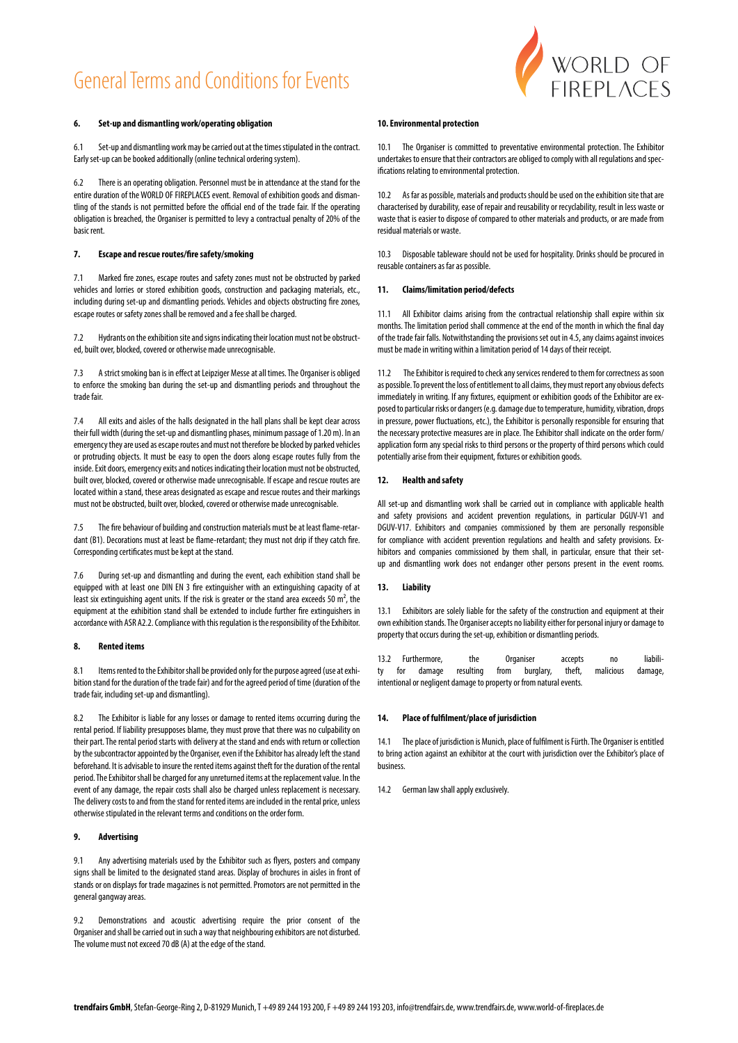# General Terms and Conditions for Events

### 6. Set-up and dismantling work/operating obligation

6.1 Set-up and dismantling work may be carried out at the times stipulated in the contract. Early set-up can be booked additionally (online technical ordering system).

6.2 There is an operating obligation. Personnel must be in attendance at the stand for the entire duration of the WORLD OF FIREPLACES event. Removal of exhibition goods and dismantling of the stands is not permitted before the official end of the trade fair. If the operating obligation is breached, the Organiser is permitted to levy a contractual penalty of 20% of the basic rent.

### 7. Escape and rescue routes/fire safety/smoking

7.1 Marked fire zones, escape routes and safety zones must not be obstructed by parked vehicles and lorries or stored exhibition goods, construction and packaging materials, etc., including during set-up and dismantling periods. Vehicles and objects obstructing fire zones, escape routes or safety zones shall be removed and a fee shall be charged.

7.2 Hydrants on the exhibition site and signs indicating their location must not be obstructed, built over, blocked, covered or otherwise made unrecognisable.

7.3 A strict smoking ban is in effect at Leipziger Messe at all times. The Organiser is obliged to enforce the smoking ban during the set-up and dismantling periods and throughout the trade fair.

7.4 All exits and aisles of the halls designated in the hall plans shall be kept clear across their full width (during the set-up and dismantling phases, minimum passage of 1.20 m). In an emergency they are used as escape routes and must not therefore be blocked by parked vehicles or protruding objects. It must be easy to open the doors along escape routes fully from the inside. Exit doors, emergency exits and notices indicating their location must not be obstructed, built over, blocked, covered or otherwise made unrecognisable. If escape and rescue routes are located within a stand, these areas designated as escape and rescue routes and their markings must not be obstructed, built over, blocked, covered or otherwise made unrecognisable.

7.5 The fire behaviour of building and construction materials must be at least flame-retardant (B1). Decorations must at least be flame-retardant; they must not drip if they catch fire. Corresponding certificates must be kept at the stand.

7.6 During set-up and dismantling and during the event, each exhibition stand shall be equipped with at least one DIN EN 3 fire extinguisher with an extinguishing capacity of at least six extinguishing agent units. If the risk is greater or the stand area exceeds 50 m², the equipment at the exhibition stand shall be extended to include further fire extinguishers in accordance with ASR A2.2. Compliance with this regulation is the responsibility of the Exhibitor.

### 8. Rented items

8.1 Items rented to the Exhibitor shall be provided only for the purpose agreed (use at exhibition stand for the duration of the trade fair) and for the agreed period of time (duration of the trade fair, including set-up and dismantling).

8.2 The Exhibitor is liable for any losses or damage to rented items occurring during the rental period. If liability presupposes blame, they must prove that there was no culpability on their part. The rental period starts with delivery at the stand and ends with return or collection by the subcontractor appointed by the Organiser, even if the Exhibitor has already left the stand beforehand. It is advisable to insure the rented items against theft for the duration of the rental period. The Exhibitor shall be charged for any unreturned items at the replacement value. In the event of any damage, the repair costs shall also be charged unless replacement is necessary. The delivery costs to and from the stand for rented items are included in the rental price, unless otherwise stipulated in the relevant terms and conditions on the order form.

### 9. Advertising

9.1 Any advertising materials used by the Exhibitor such as flyers, posters and company signs shall be limited to the designated stand areas. Display of brochures in aisles in front of stands or on displays for trade magazines is not permitted. Promotors are not permitted in the general gangway areas.

9.2 Demonstrations and acoustic advertising require the prior consent of the Organiser and shall be carried out in such a way that neighbouring exhibitors are not disturbed. The volume must not exceed 70 dB (A) at the edge of the stand.

### 10. Environmental protection

10.1 The Organiser is committed to preventative environmental protection. The Exhibitor undertakes to ensure that their contractors are obliged to comply with all regulations and specifications relating to environmental protection.

10.2 As far as possible, materials and products should be used on the exhibition site that are characterised by durability, ease of repair and reusability or recyclability, result in less waste or waste that is easier to dispose of compared to other materials and products, or are made from residual materials or waste.

10.3 Disposable tableware should not be used for hospitality. Drinks should be procured in reusable containers as far as possible.

### 11. Claims/limitation period/defects

11.1 All Exhibitor claims arising from the contractual relationship shall expire within six months. The limitation period shall commence at the end of the month in which the final day of the trade fair falls. Notwithstanding the provisions set out in 4.5, any claims against invoices must be made in writing within a limitation period of 14 days of their receipt.

11.2 The Exhibitor is required to check any services rendered to them for correctness as soon as possible. To prevent the loss of entitlement to all claims, they must report any obvious defects immediately in writing. If any fixtures, equipment or exhibition goods of the Exhibitor are exposed to particular risks or dangers (e.g. damage due to temperature, humidity, vibration, drops in pressure, power fluctuations, etc.), the Exhibitor is personally responsible for ensuring that the necessary protective measures are in place. The Exhibitor shall indicate on the order form/application form any special risks to third persons or the property of third persons which could potentially arise from their equipment, fixtures or exhibition goods.

### 12. Health and safety

All set-up and dismantling work shall be carried out in compliance with applicable health and safety provisions and accident prevention regulations, in particular DGUV-V1 and DGUV-V17. Exhibitors and companies commissioned by them are personally responsible for compliance with accident prevention regulations and health and safety provisions. Exhibitors and companies commissioned by them shall, in particular, ensure that their set-up and dismantling work does not endanger other persons present in the event rooms.

### 13. Liability

13.1 Exhibitors are solely liable for the safety of the construction and equipment at their own exhibition stands. The Organiser accepts no liability either for personal injury or damage to property that occurs during the set-up, exhibition or dismantling periods.

13.2 Furthermore, the Organiser accepts no liability for damage resulting from burglary, theft, malicious damage, intentional or negligent damage to property or from natural events.

### 14. Place of fulfilment/place of jurisdiction

14.1 The place of jurisdiction is Munich, place of fulfilment is Fürth. The Organiser is entitled to bring action against an exhibitor at the court with jurisdiction over the Exhibitor's place of business.

14.2 German law shall apply exclusively.

**trendfairs GmbH**, Stefan-George-Ring 2, D-81929 Munich, T +49 89 244 193 200, F +49 89 244 193 203, info@trendfairs.de, www.trendfairs.de, www.world-of-fireplaces.de